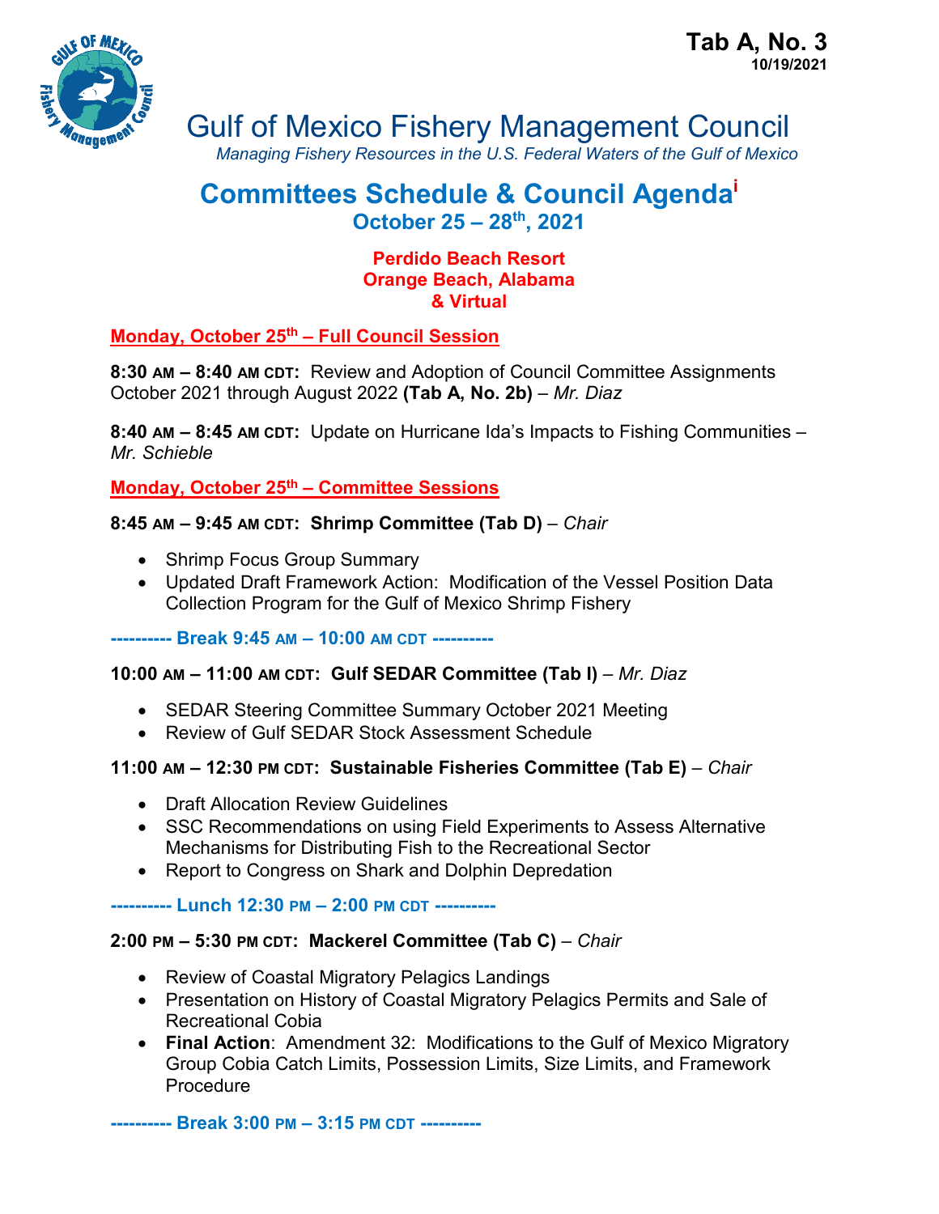**Tab A, No. 3**
**10/19/2021**

# Gulf of Mexico Fishery Management Council

*Managing Fishery Resources in the U.S. Federal Waters of the Gulf of Mexico*

## Committees Schedule & Council Agenda[i]

### October 25 – 28th, 2021

**Perdido Beach Resort**
**Orange Beach, Alabama**
**& Virtual**

### Monday, October 25th – Full Council Session

**8:30 AM – 8:40 AM CDT:** Review and Adoption of Council Committee Assignments October 2021 through August 2022 **(Tab A, No. 2b)** – *Mr. Diaz*

**8:40 AM – 8:45 AM CDT:** Update on Hurricane Ida's Impacts to Fishing Communities – *Mr. Schieble*

### Monday, October 25th – Committee Sessions

**8:45 AM – 9:45 AM CDT: Shrimp Committee (Tab D)** – *Chair*

- Shrimp Focus Group Summary
- Updated Draft Framework Action: Modification of the Vessel Position Data Collection Program for the Gulf of Mexico Shrimp Fishery

**---------- Break 9:45 AM – 10:00 AM CDT ----------**

**10:00 AM – 11:00 AM CDT: Gulf SEDAR Committee (Tab I)** – *Mr. Diaz*

- SEDAR Steering Committee Summary October 2021 Meeting
- Review of Gulf SEDAR Stock Assessment Schedule

**11:00 AM – 12:30 PM CDT: Sustainable Fisheries Committee (Tab E)** – *Chair*

- Draft Allocation Review Guidelines
- SSC Recommendations on using Field Experiments to Assess Alternative Mechanisms for Distributing Fish to the Recreational Sector
- Report to Congress on Shark and Dolphin Depredation

**---------- Lunch 12:30 PM – 2:00 PM CDT ----------**

**2:00 PM – 5:30 PM CDT: Mackerel Committee (Tab C)** – *Chair*

- Review of Coastal Migratory Pelagics Landings
- Presentation on History of Coastal Migratory Pelagics Permits and Sale of Recreational Cobia
- **Final Action**: Amendment 32: Modifications to the Gulf of Mexico Migratory Group Cobia Catch Limits, Possession Limits, Size Limits, and Framework Procedure

**---------- Break 3:00 PM – 3:15 PM CDT ----------**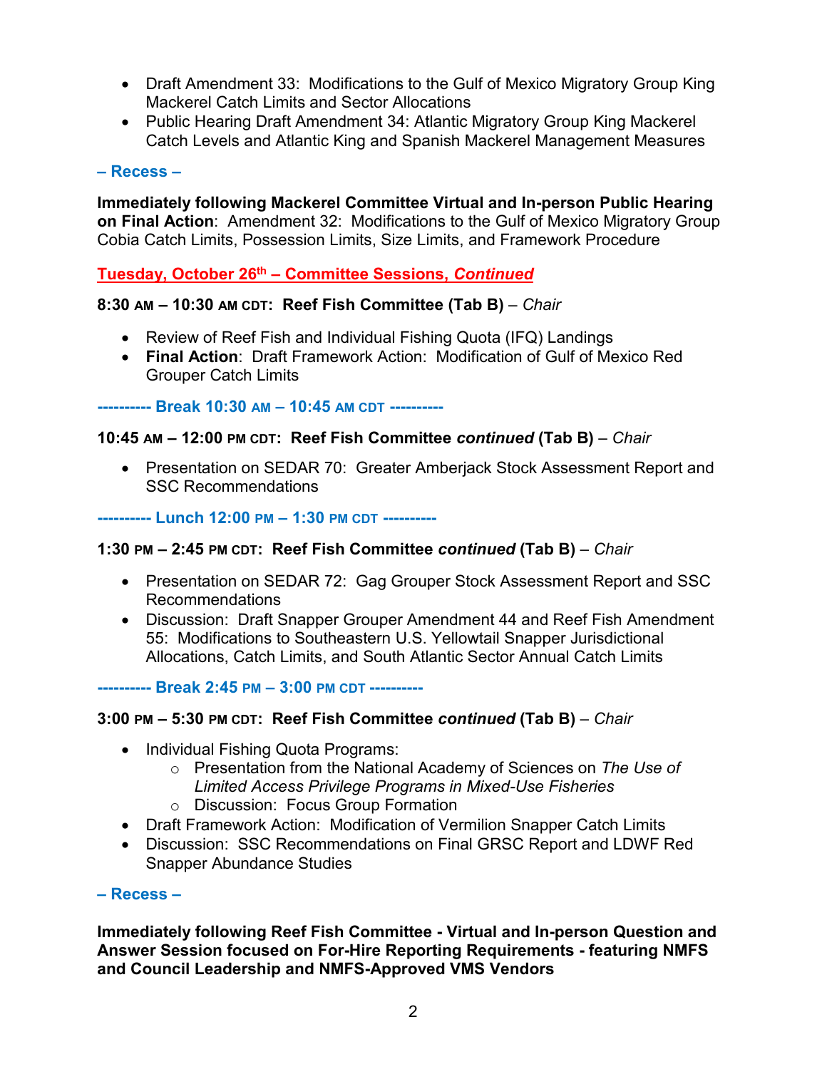- Draft Amendment 33: Modifications to the Gulf of Mexico Migratory Group King Mackerel Catch Limits and Sector Allocations
- Public Hearing Draft Amendment 34: Atlantic Migratory Group King Mackerel Catch Levels and Atlantic King and Spanish Mackerel Management Measures

**– Recess –**

**Immediately following Mackerel Committee Virtual and In-person Public Hearing on Final Action**: Amendment 32: Modifications to the Gulf of Mexico Migratory Group Cobia Catch Limits, Possession Limits, Size Limits, and Framework Procedure

## Tuesday, October 26th – Committee Sessions, *Continued*

**8:30 AM – 10:30 AM CDT: Reef Fish Committee (Tab B)** – *Chair*

- Review of Reef Fish and Individual Fishing Quota (IFQ) Landings
- **Final Action**: Draft Framework Action: Modification of Gulf of Mexico Red Grouper Catch Limits

**---------- Break 10:30 AM – 10:45 AM CDT ----------**

**10:45 AM – 12:00 PM CDT: Reef Fish Committee *continued* (Tab B)** – *Chair*

- Presentation on SEDAR 70: Greater Amberjack Stock Assessment Report and SSC Recommendations

**---------- Lunch 12:00 PM – 1:30 PM CDT ----------**

**1:30 PM – 2:45 PM CDT: Reef Fish Committee *continued* (Tab B)** – *Chair*

- Presentation on SEDAR 72: Gag Grouper Stock Assessment Report and SSC Recommendations
- Discussion: Draft Snapper Grouper Amendment 44 and Reef Fish Amendment 55: Modifications to Southeastern U.S. Yellowtail Snapper Jurisdictional Allocations, Catch Limits, and South Atlantic Sector Annual Catch Limits

**---------- Break 2:45 PM – 3:00 PM CDT ----------**

**3:00 PM – 5:30 PM CDT: Reef Fish Committee *continued* (Tab B)** – *Chair*

- Individual Fishing Quota Programs:
  - Presentation from the National Academy of Sciences on *The Use of Limited Access Privilege Programs in Mixed-Use Fisheries*
  - Discussion: Focus Group Formation
- Draft Framework Action: Modification of Vermilion Snapper Catch Limits
- Discussion: SSC Recommendations on Final GRSC Report and LDWF Red Snapper Abundance Studies

**– Recess –**

**Immediately following Reef Fish Committee - Virtual and In-person Question and Answer Session focused on For-Hire Reporting Requirements - featuring NMFS and Council Leadership and NMFS-Approved VMS Vendors**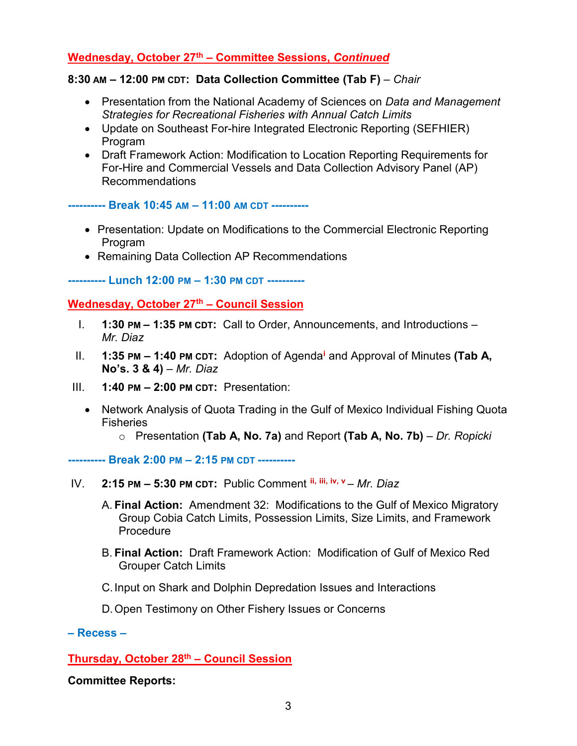## Wednesday, October 27th – Committee Sessions, *Continued*

**8:30 AM – 12:00 PM CDT: Data Collection Committee (Tab F)** – *Chair*

- Presentation from the National Academy of Sciences on *Data and Management Strategies for Recreational Fisheries with Annual Catch Limits*
- Update on Southeast For-hire Integrated Electronic Reporting (SEFHIER) Program
- Draft Framework Action: Modification to Location Reporting Requirements for For-Hire and Commercial Vessels and Data Collection Advisory Panel (AP) Recommendations

**---------- Break 10:45 AM – 11:00 AM CDT ----------**

- Presentation: Update on Modifications to the Commercial Electronic Reporting Program
- Remaining Data Collection AP Recommendations

**---------- Lunch 12:00 PM – 1:30 PM CDT ----------**

## Wednesday, October 27th – Council Session

I. **1:30 PM – 1:35 PM CDT:** Call to Order, Announcements, and Introductions – *Mr. Diaz*

II. **1:35 PM – 1:40 PM CDT:** Adoption of Agenda[i] and Approval of Minutes **(Tab A, No's. 3 & 4)** – *Mr. Diaz*

III. **1:40 PM – 2:00 PM CDT:** Presentation:

- Network Analysis of Quota Trading in the Gulf of Mexico Individual Fishing Quota Fisheries
  - Presentation **(Tab A, No. 7a)** and Report **(Tab A, No. 7b)** – *Dr. Ropicki*

**---------- Break 2:00 PM – 2:15 PM CDT ----------**

IV. **2:15 PM – 5:30 PM CDT:** Public Comment [ii, iii, iv, v] – *Mr. Diaz*

A. **Final Action:** Amendment 32: Modifications to the Gulf of Mexico Migratory Group Cobia Catch Limits, Possession Limits, Size Limits, and Framework Procedure

B. **Final Action:** Draft Framework Action: Modification of Gulf of Mexico Red Grouper Catch Limits

C. Input on Shark and Dolphin Depredation Issues and Interactions

D. Open Testimony on Other Fishery Issues or Concerns

**– Recess –**

## Thursday, October 28th – Council Session

**Committee Reports:**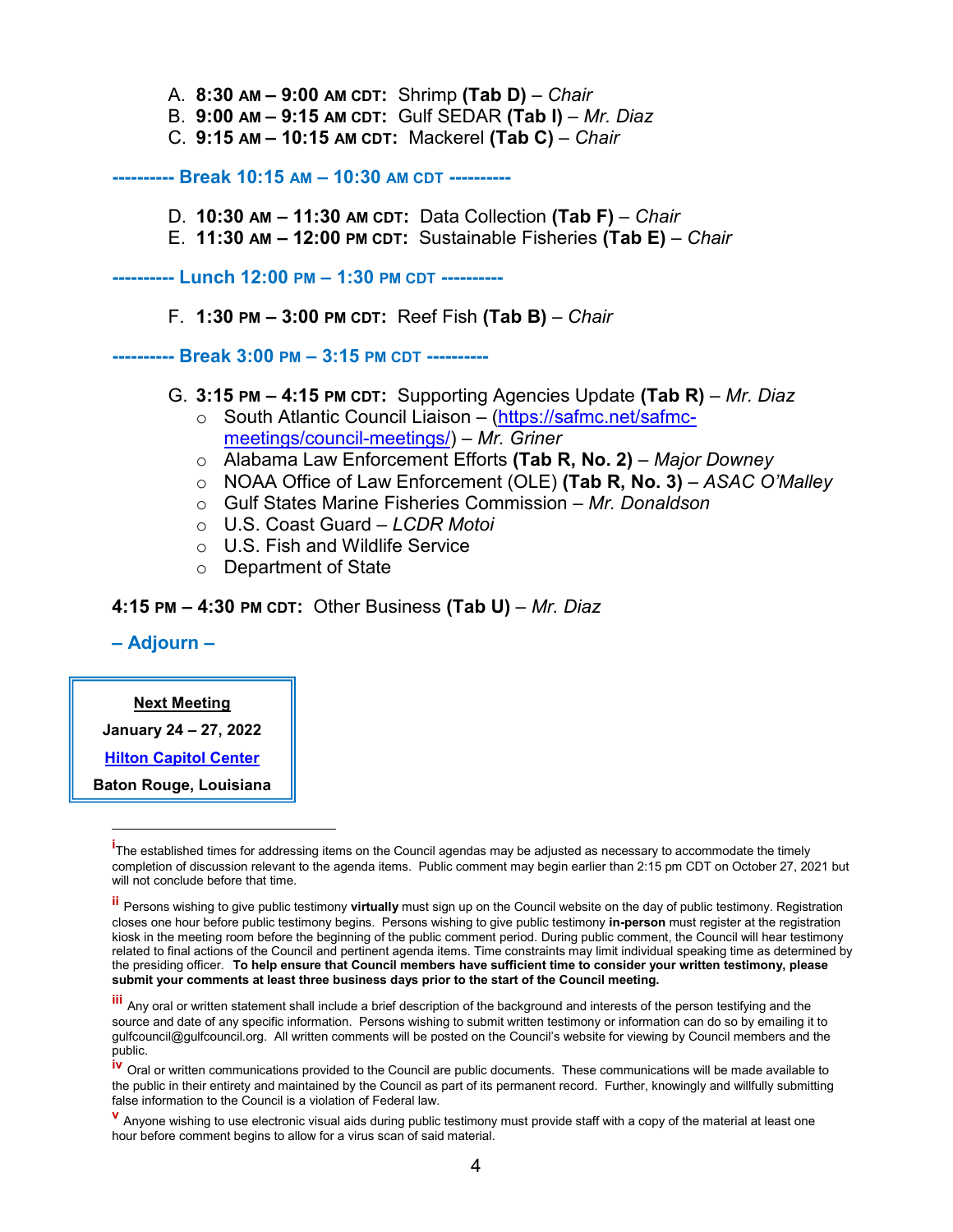A. **8:30 AM – 9:00 AM CDT:** Shrimp **(Tab D)** – *Chair*
B. **9:00 AM – 9:15 AM CDT:** Gulf SEDAR **(Tab I)** – *Mr. Diaz*
C. **9:15 AM – 10:15 AM CDT:** Mackerel **(Tab C)** – *Chair*

**---------- Break 10:15 AM – 10:30 AM CDT ----------**

D. **10:30 AM – 11:30 AM CDT:** Data Collection **(Tab F)** – *Chair*
E. **11:30 AM – 12:00 PM CDT:** Sustainable Fisheries **(Tab E)** – *Chair*

**---------- Lunch 12:00 PM – 1:30 PM CDT ----------**

F. **1:30 PM – 3:00 PM CDT:** Reef Fish **(Tab B)** – *Chair*

**---------- Break 3:00 PM – 3:15 PM CDT ----------**

G. **3:15 PM – 4:15 PM CDT:** Supporting Agencies Update **(Tab R)** – *Mr. Diaz*
- South Atlantic Council Liaison – (https://safmc.net/safmc-meetings/council-meetings/) – *Mr. Griner*
- Alabama Law Enforcement Efforts **(Tab R, No. 2)** – *Major Downey*
- NOAA Office of Law Enforcement (OLE) **(Tab R, No. 3)** – *ASAC O'Malley*
- Gulf States Marine Fisheries Commission – *Mr. Donaldson*
- U.S. Coast Guard – *LCDR Motoi*
- U.S. Fish and Wildlife Service
- Department of State

**4:15 PM – 4:30 PM CDT:** Other Business **(Tab U)** – *Mr. Diaz*

**– Adjourn –**

**Next Meeting**
**January 24 – 27, 2022**
**Hilton Capitol Center**
**Baton Rouge, Louisiana**

---

[i] The established times for addressing items on the Council agendas may be adjusted as necessary to accommodate the timely completion of discussion relevant to the agenda items. Public comment may begin earlier than 2:15 pm CDT on October 27, 2021 but will not conclude before that time.

[ii] Persons wishing to give public testimony **virtually** must sign up on the Council website on the day of public testimony. Registration closes one hour before public testimony begins. Persons wishing to give public testimony **in-person** must register at the registration kiosk in the meeting room before the beginning of the public comment period. During public comment, the Council will hear testimony related to final actions of the Council and pertinent agenda items. Time constraints may limit individual speaking time as determined by the presiding officer. **To help ensure that Council members have sufficient time to consider your written testimony, please submit your comments at least three business days prior to the start of the Council meeting.**

[iii] Any oral or written statement shall include a brief description of the background and interests of the person testifying and the source and date of any specific information. Persons wishing to submit written testimony or information can do so by emailing it to gulfcouncil@gulfcouncil.org. All written comments will be posted on the Council's website for viewing by Council members and the public.

[iv] Oral or written communications provided to the Council are public documents. These communications will be made available to the public in their entirety and maintained by the Council as part of its permanent record. Further, knowingly and willfully submitting false information to the Council is a violation of Federal law.

[v] Anyone wishing to use electronic visual aids during public testimony must provide staff with a copy of the material at least one hour before comment begins to allow for a virus scan of said material.